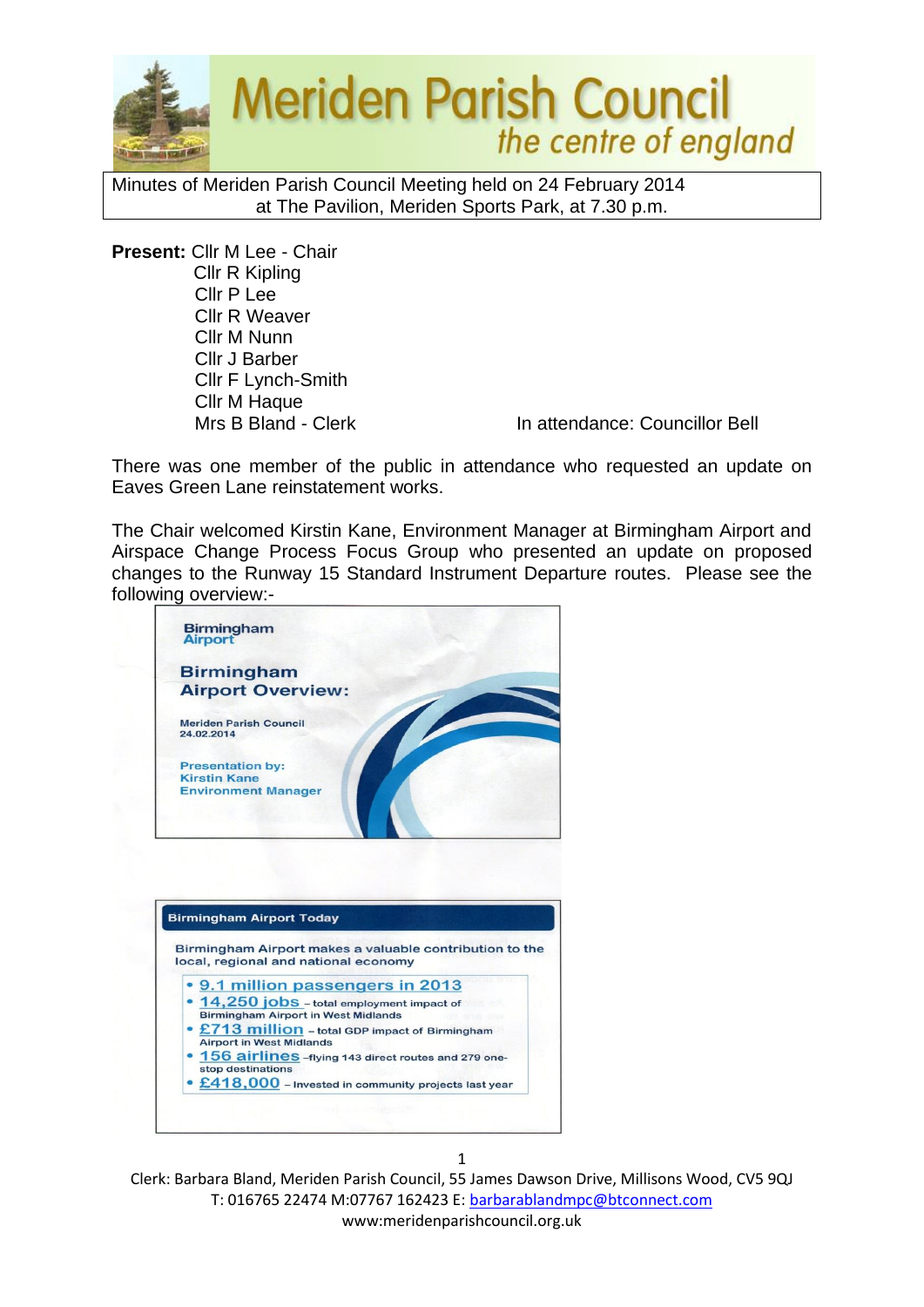# Meriden Parish Council

*the centre of england*

Minutes of Meriden Parish Council Meeting held on 24 February 2014 at The Pavilion, Meriden Sports Park, at 7.30 p.m.

**Present:** Cllr M Lee - Chair
Cllr R Kipling
Cllr P Lee
Cllr R Weaver
Cllr M Nunn
Cllr J Barber
Cllr F Lynch-Smith
Cllr M Haque
Mrs B Bland - Clerk

In attendance: Councillor Bell

There was one member of the public in attendance who requested an update on Eaves Green Lane reinstatement works.

The Chair welcomed Kirstin Kane, Environment Manager at Birmingham Airport and Airspace Change Process Focus Group who presented an update on proposed changes to the Runway 15 Standard Instrument Departure routes. Please see the following overview:-

Birmingham Airport

**Birmingham Airport Overview:**

Meriden Parish Council
24.02.2014

Presentation by:
Kirstin Kane
Environment Manager

**Birmingham Airport Today**

Birmingham Airport makes a valuable contribution to the local, regional and national economy

- **9.1 million passengers in 2013**
- **14,250 jobs** – total employment impact of Birmingham Airport in West Midlands
- **£713 million** – total GDP impact of Birmingham Airport in West Midlands
- **156 airlines** –flying 143 direct routes and 279 one-stop destinations
- **£418,000** – Invested in community projects last year

Clerk: Barbara Bland, Meriden Parish Council, 55 James Dawson Drive, Millisons Wood, CV5 9QJ
T: 016765 22474 M:07767 162423 E: barbarablandmpc@btconnect.com
www:meridenparishcouncil.org.uk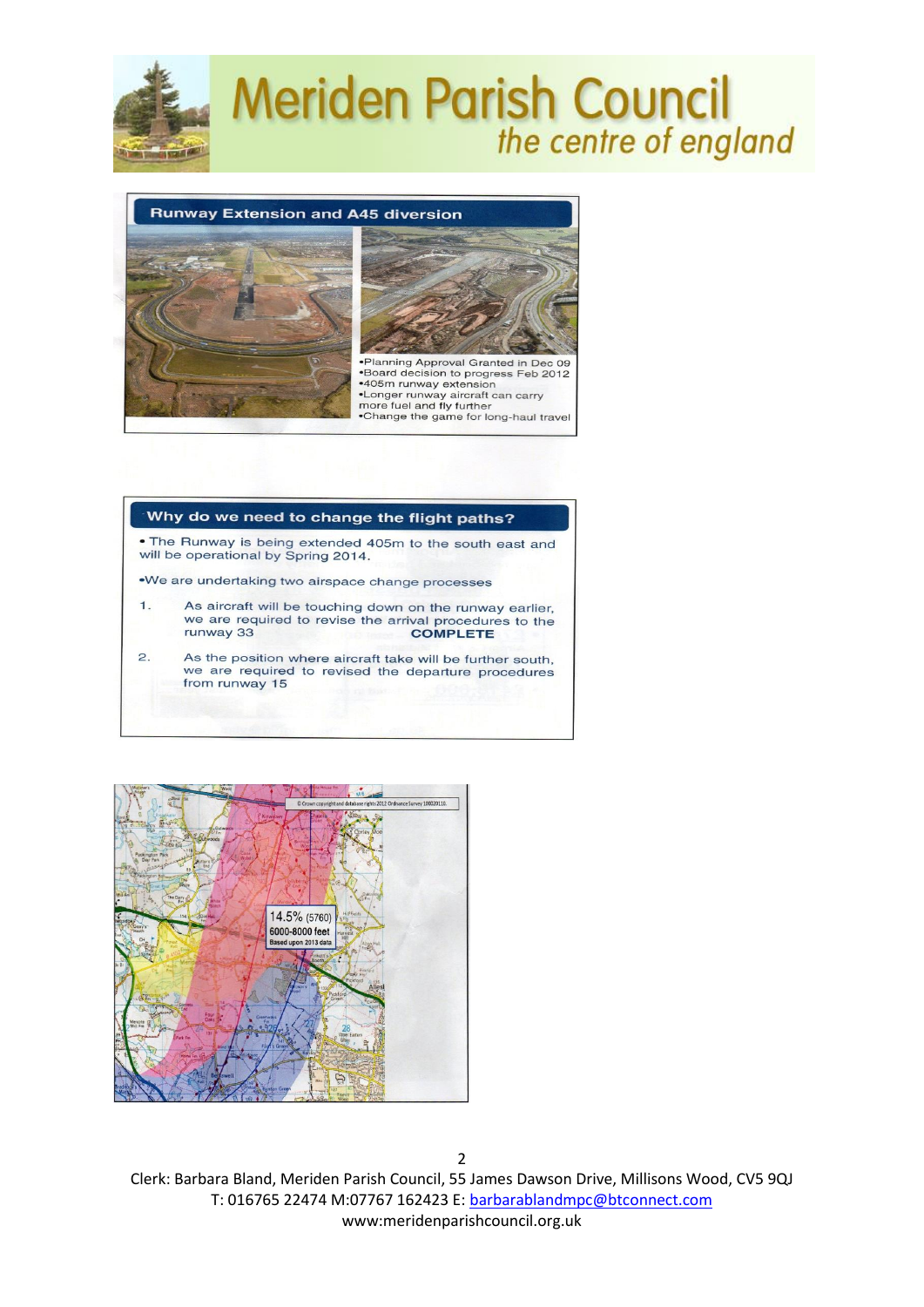## Runway Extension and A45 diversion

- Planning Approval Granted in Dec 09
- Board decision to progress Feb 2012
- 405m runway extension
- Longer runway aircraft can carry more fuel and fly further
- Change the game for long-haul travel

## Why do we need to change the flight paths?

- The Runway is being extended 405m to the south east and will be operational by Spring 2014.
- We are undertaking two airspace change processes

1. As aircraft will be touching down on the runway earlier, we are required to revise the arrival procedures to the runway 33 **COMPLETE**
2. As the position where aircraft take will be further south, we are required to revised the departure procedures from runway 15

14.5% (5760)
6000-8000 feet
Based upon 2013 data

© Crown copyright and database rights 2012 Ordnance Survey 100020110.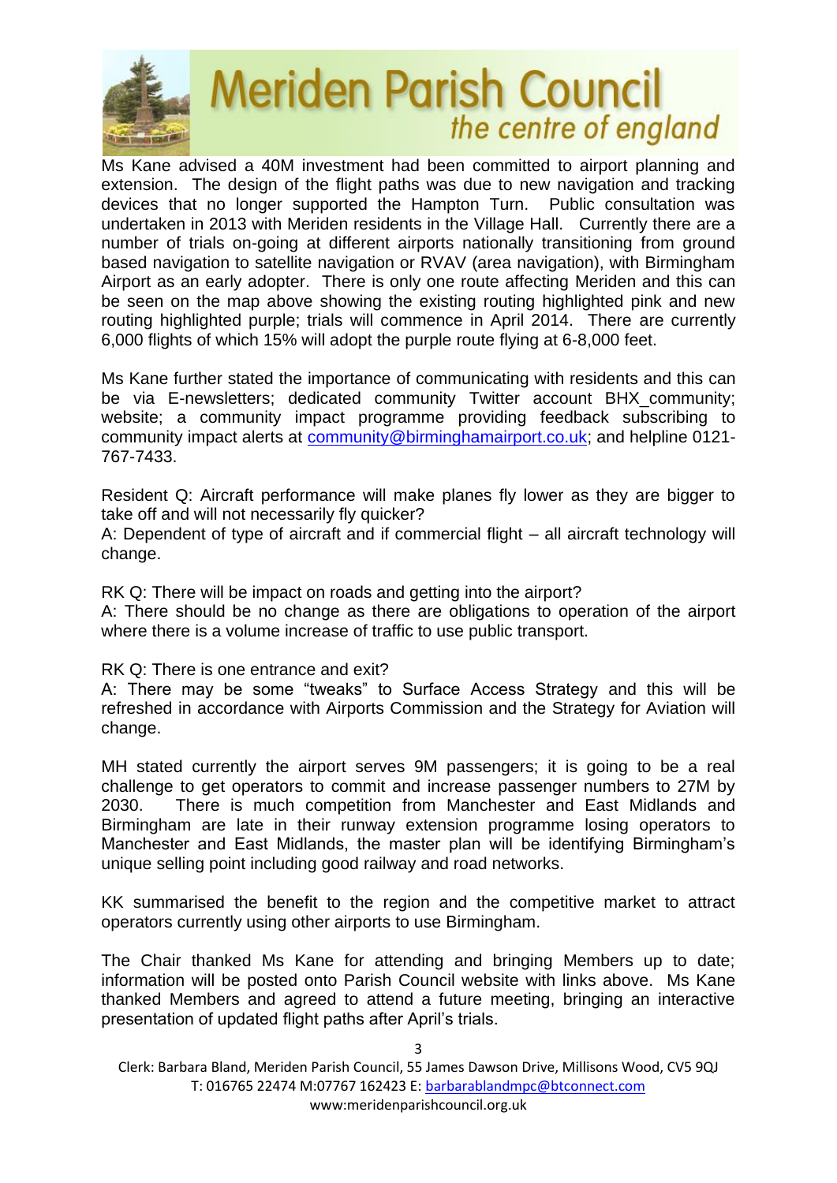Ms Kane advised a 40M investment had been committed to airport planning and extension. The design of the flight paths was due to new navigation and tracking devices that no longer supported the Hampton Turn. Public consultation was undertaken in 2013 with Meriden residents in the Village Hall. Currently there are a number of trials on-going at different airports nationally transitioning from ground based navigation to satellite navigation or RVAV (area navigation), with Birmingham Airport as an early adopter. There is only one route affecting Meriden and this can be seen on the map above showing the existing routing highlighted pink and new routing highlighted purple; trials will commence in April 2014. There are currently 6,000 flights of which 15% will adopt the purple route flying at 6-8,000 feet.

Ms Kane further stated the importance of communicating with residents and this can be via E-newsletters; dedicated community Twitter account BHX_community; website; a community impact programme providing feedback subscribing to community impact alerts at community@birminghamairport.co.uk; and helpline 0121-767-7433.

Resident Q: Aircraft performance will make planes fly lower as they are bigger to take off and will not necessarily fly quicker?
A: Dependent of type of aircraft and if commercial flight – all aircraft technology will change.

RK Q: There will be impact on roads and getting into the airport?
A: There should be no change as there are obligations to operation of the airport where there is a volume increase of traffic to use public transport.

RK Q: There is one entrance and exit?
A: There may be some "tweaks" to Surface Access Strategy and this will be refreshed in accordance with Airports Commission and the Strategy for Aviation will change.

MH stated currently the airport serves 9M passengers; it is going to be a real challenge to get operators to commit and increase passenger numbers to 27M by 2030. There is much competition from Manchester and East Midlands and Birmingham are late in their runway extension programme losing operators to Manchester and East Midlands, the master plan will be identifying Birmingham's unique selling point including good railway and road networks.

KK summarised the benefit to the region and the competitive market to attract operators currently using other airports to use Birmingham.

The Chair thanked Ms Kane for attending and bringing Members up to date; information will be posted onto Parish Council website with links above. Ms Kane thanked Members and agreed to attend a future meeting, bringing an interactive presentation of updated flight paths after April's trials.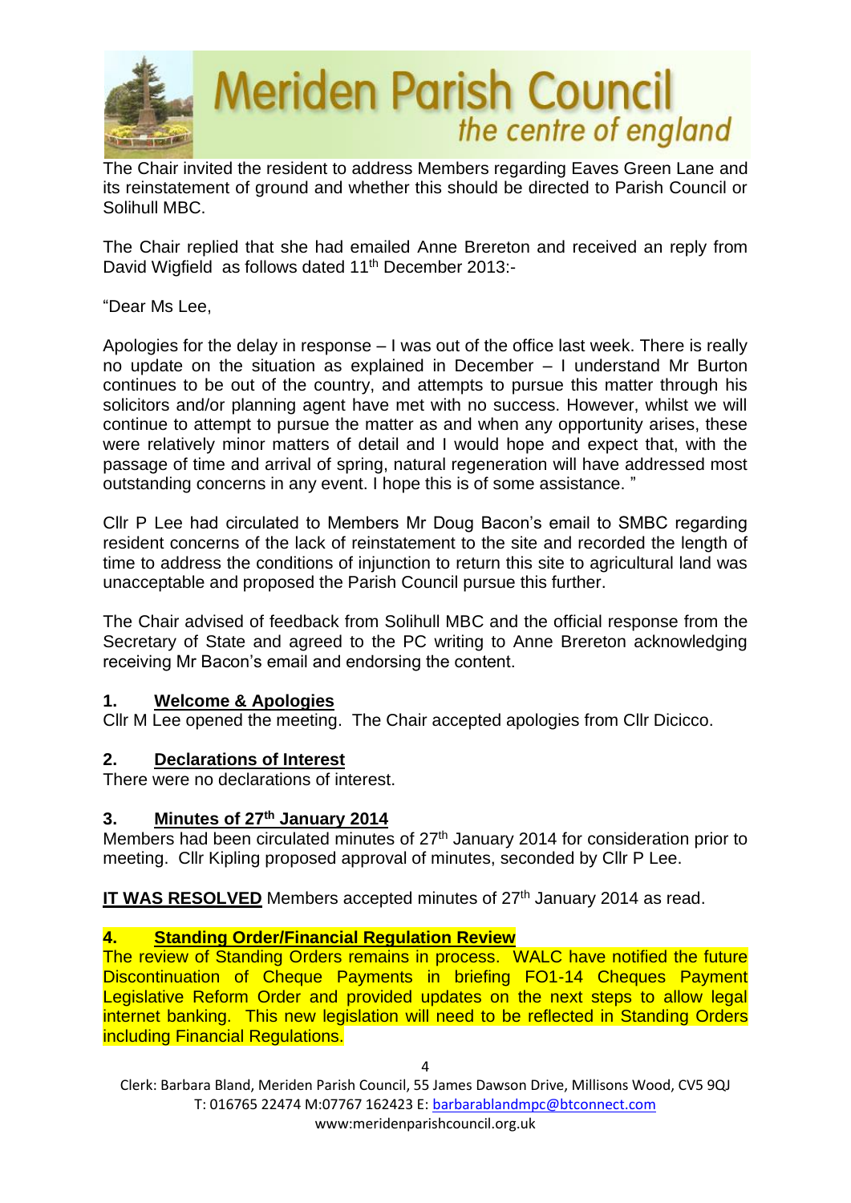The Chair invited the resident to address Members regarding Eaves Green Lane and its reinstatement of ground and whether this should be directed to Parish Council or Solihull MBC.

The Chair replied that she had emailed Anne Brereton and received an reply from David Wigfield as follows dated 11th December 2013:-

"Dear Ms Lee,

Apologies for the delay in response – I was out of the office last week. There is really no update on the situation as explained in December – I understand Mr Burton continues to be out of the country, and attempts to pursue this matter through his solicitors and/or planning agent have met with no success. However, whilst we will continue to attempt to pursue the matter as and when any opportunity arises, these were relatively minor matters of detail and I would hope and expect that, with the passage of time and arrival of spring, natural regeneration will have addressed most outstanding concerns in any event. I hope this is of some assistance. "

Cllr P Lee had circulated to Members Mr Doug Bacon's email to SMBC regarding resident concerns of the lack of reinstatement to the site and recorded the length of time to address the conditions of injunction to return this site to agricultural land was unacceptable and proposed the Parish Council pursue this further.

The Chair advised of feedback from Solihull MBC and the official response from the Secretary of State and agreed to the PC writing to Anne Brereton acknowledging receiving Mr Bacon's email and endorsing the content.

## 1. Welcome & Apologies

Cllr M Lee opened the meeting. The Chair accepted apologies from Cllr Dicicco.

## 2. Declarations of Interest

There were no declarations of interest.

## 3. Minutes of 27th January 2014

Members had been circulated minutes of 27th January 2014 for consideration prior to meeting. Cllr Kipling proposed approval of minutes, seconded by Cllr P Lee.

**IT WAS RESOLVED** Members accepted minutes of 27th January 2014 as read.

## 4. Standing Order/Financial Regulation Review

The review of Standing Orders remains in process. WALC have notified the future Discontinuation of Cheque Payments in briefing FO1-14 Cheques Payment Legislative Reform Order and provided updates on the next steps to allow legal internet banking. This new legislation will need to be reflected in Standing Orders including Financial Regulations.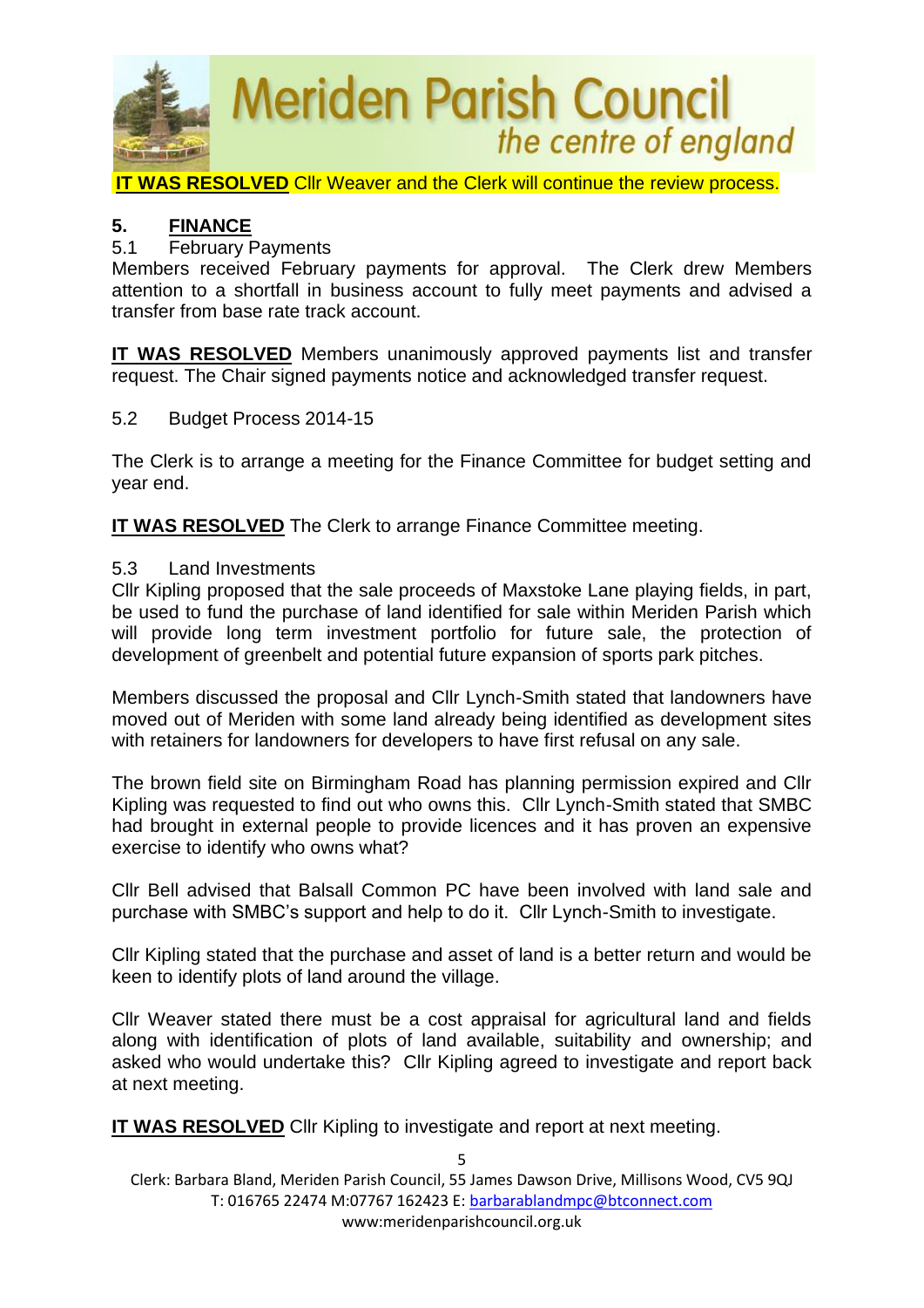**IT WAS RESOLVED** Cllr Weaver and the Clerk will continue the review process.

## 5. FINANCE

5.1 February Payments

Members received February payments for approval. The Clerk drew Members attention to a shortfall in business account to fully meet payments and advised a transfer from base rate track account.

**IT WAS RESOLVED** Members unanimously approved payments list and transfer request. The Chair signed payments notice and acknowledged transfer request.

5.2 Budget Process 2014-15

The Clerk is to arrange a meeting for the Finance Committee for budget setting and year end.

**IT WAS RESOLVED** The Clerk to arrange Finance Committee meeting.

5.3 Land Investments

Cllr Kipling proposed that the sale proceeds of Maxstoke Lane playing fields, in part, be used to fund the purchase of land identified for sale within Meriden Parish which will provide long term investment portfolio for future sale, the protection of development of greenbelt and potential future expansion of sports park pitches.

Members discussed the proposal and Cllr Lynch-Smith stated that landowners have moved out of Meriden with some land already being identified as development sites with retainers for landowners for developers to have first refusal on any sale.

The brown field site on Birmingham Road has planning permission expired and Cllr Kipling was requested to find out who owns this. Cllr Lynch-Smith stated that SMBC had brought in external people to provide licences and it has proven an expensive exercise to identify who owns what?

Cllr Bell advised that Balsall Common PC have been involved with land sale and purchase with SMBC's support and help to do it. Cllr Lynch-Smith to investigate.

Cllr Kipling stated that the purchase and asset of land is a better return and would be keen to identify plots of land around the village.

Cllr Weaver stated there must be a cost appraisal for agricultural land and fields along with identification of plots of land available, suitability and ownership; and asked who would undertake this? Cllr Kipling agreed to investigate and report back at next meeting.

**IT WAS RESOLVED** Cllr Kipling to investigate and report at next meeting.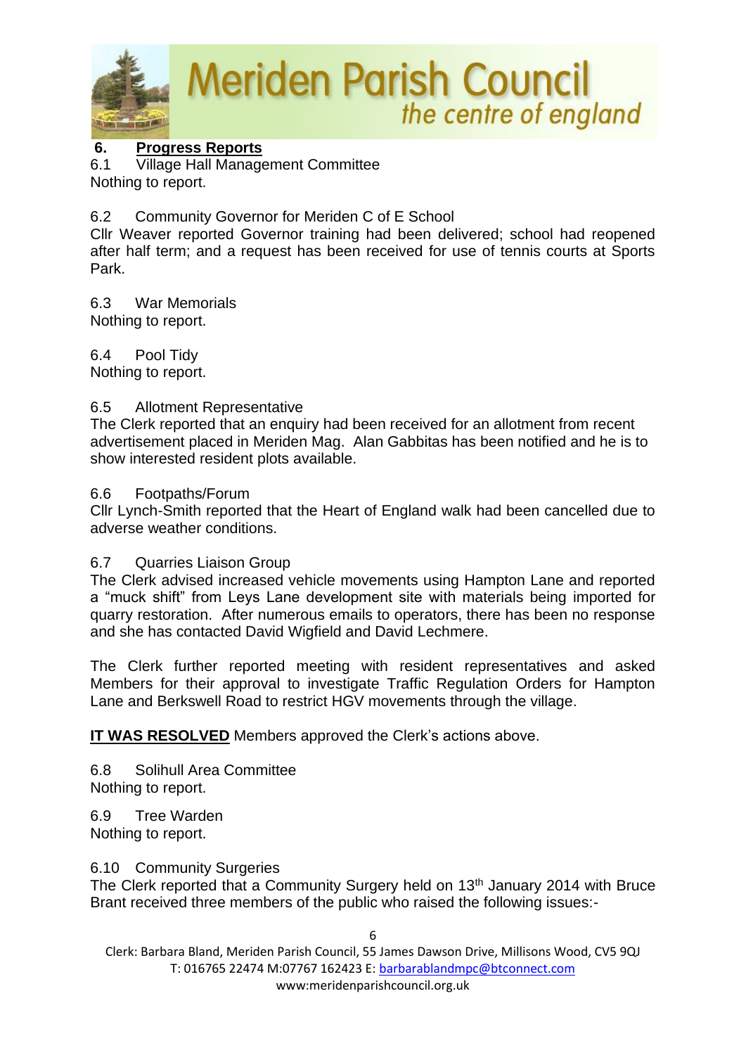## 6. Progress Reports

6.1 Village Hall Management Committee
Nothing to report.

6.2 Community Governor for Meriden C of E School
Cllr Weaver reported Governor training had been delivered; school had reopened after half term; and a request has been received for use of tennis courts at Sports Park.

6.3 War Memorials
Nothing to report.

6.4 Pool Tidy
Nothing to report.

6.5 Allotment Representative
The Clerk reported that an enquiry had been received for an allotment from recent advertisement placed in Meriden Mag. Alan Gabbitas has been notified and he is to show interested resident plots available.

6.6 Footpaths/Forum
Cllr Lynch-Smith reported that the Heart of England walk had been cancelled due to adverse weather conditions.

6.7 Quarries Liaison Group
The Clerk advised increased vehicle movements using Hampton Lane and reported a "muck shift" from Leys Lane development site with materials being imported for quarry restoration. After numerous emails to operators, there has been no response and she has contacted David Wigfield and David Lechmere.

The Clerk further reported meeting with resident representatives and asked Members for their approval to investigate Traffic Regulation Orders for Hampton Lane and Berkswell Road to restrict HGV movements through the village.

**IT WAS RESOLVED** Members approved the Clerk's actions above.

6.8 Solihull Area Committee
Nothing to report.

6.9 Tree Warden
Nothing to report.

6.10 Community Surgeries
The Clerk reported that a Community Surgery held on 13th January 2014 with Bruce Brant received three members of the public who raised the following issues:-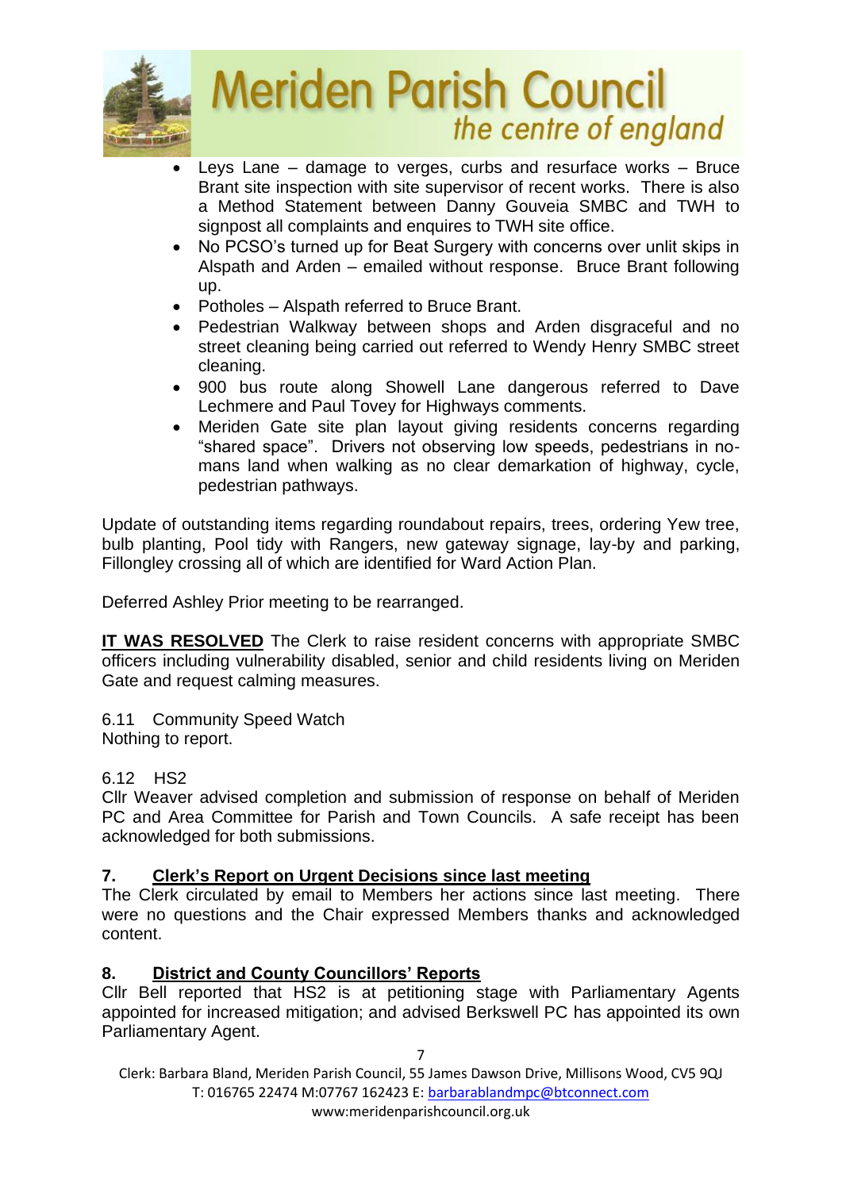- Leys Lane – damage to verges, curbs and resurface works – Bruce Brant site inspection with site supervisor of recent works. There is also a Method Statement between Danny Gouveia SMBC and TWH to signpost all complaints and enquires to TWH site office.
- No PCSO's turned up for Beat Surgery with concerns over unlit skips in Alspath and Arden – emailed without response. Bruce Brant following up.
- Potholes – Alspath referred to Bruce Brant.
- Pedestrian Walkway between shops and Arden disgraceful and no street cleaning being carried out referred to Wendy Henry SMBC street cleaning.
- 900 bus route along Showell Lane dangerous referred to Dave Lechmere and Paul Tovey for Highways comments.
- Meriden Gate site plan layout giving residents concerns regarding "shared space". Drivers not observing low speeds, pedestrians in no-mans land when walking as no clear demarkation of highway, cycle, pedestrian pathways.

Update of outstanding items regarding roundabout repairs, trees, ordering Yew tree, bulb planting, Pool tidy with Rangers, new gateway signage, lay-by and parking, Fillongley crossing all of which are identified for Ward Action Plan.

Deferred Ashley Prior meeting to be rearranged.

**IT WAS RESOLVED** The Clerk to raise resident concerns with appropriate SMBC officers including vulnerability disabled, senior and child residents living on Meriden Gate and request calming measures.

6.11 Community Speed Watch
Nothing to report.

6.12 HS2
Cllr Weaver advised completion and submission of response on behalf of Meriden PC and Area Committee for Parish and Town Councils. A safe receipt has been acknowledged for both submissions.

## 7. Clerk's Report on Urgent Decisions since last meeting

The Clerk circulated by email to Members her actions since last meeting. There were no questions and the Chair expressed Members thanks and acknowledged content.

## 8. District and County Councillors' Reports

Cllr Bell reported that HS2 is at petitioning stage with Parliamentary Agents appointed for increased mitigation; and advised Berkswell PC has appointed its own Parliamentary Agent.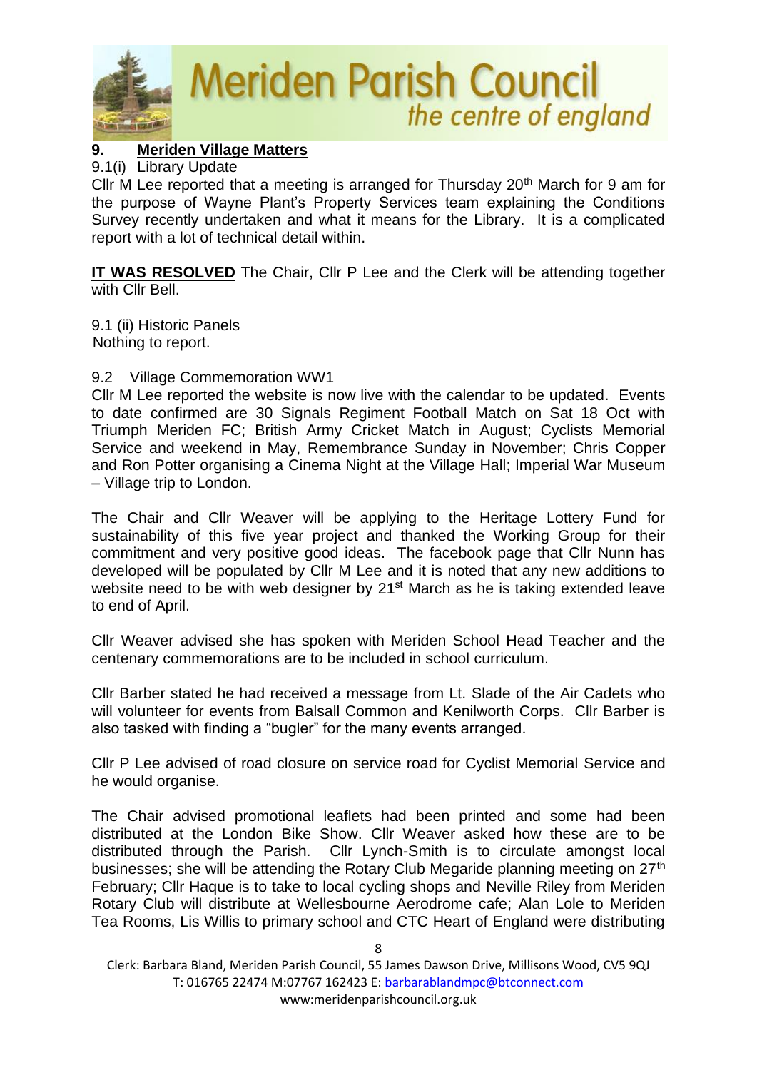## 9. Meriden Village Matters

9.1(i) Library Update

Cllr M Lee reported that a meeting is arranged for Thursday 20th March for 9 am for the purpose of Wayne Plant's Property Services team explaining the Conditions Survey recently undertaken and what it means for the Library. It is a complicated report with a lot of technical detail within.

**IT WAS RESOLVED** The Chair, Cllr P Lee and the Clerk will be attending together with Cllr Bell.

9.1 (ii) Historic Panels

Nothing to report.

9.2 Village Commemoration WW1

Cllr M Lee reported the website is now live with the calendar to be updated. Events to date confirmed are 30 Signals Regiment Football Match on Sat 18 Oct with Triumph Meriden FC; British Army Cricket Match in August; Cyclists Memorial Service and weekend in May, Remembrance Sunday in November; Chris Copper and Ron Potter organising a Cinema Night at the Village Hall; Imperial War Museum – Village trip to London.

The Chair and Cllr Weaver will be applying to the Heritage Lottery Fund for sustainability of this five year project and thanked the Working Group for their commitment and very positive good ideas. The facebook page that Cllr Nunn has developed will be populated by Cllr M Lee and it is noted that any new additions to website need to be with web designer by 21st March as he is taking extended leave to end of April.

Cllr Weaver advised she has spoken with Meriden School Head Teacher and the centenary commemorations are to be included in school curriculum.

Cllr Barber stated he had received a message from Lt. Slade of the Air Cadets who will volunteer for events from Balsall Common and Kenilworth Corps. Cllr Barber is also tasked with finding a "bugler" for the many events arranged.

Cllr P Lee advised of road closure on service road for Cyclist Memorial Service and he would organise.

The Chair advised promotional leaflets had been printed and some had been distributed at the London Bike Show. Cllr Weaver asked how these are to be distributed through the Parish. Cllr Lynch-Smith is to circulate amongst local businesses; she will be attending the Rotary Club Megaride planning meeting on 27th February; Cllr Haque is to take to local cycling shops and Neville Riley from Meriden Rotary Club will distribute at Wellesbourne Aerodrome cafe; Alan Lole to Meriden Tea Rooms, Lis Willis to primary school and CTC Heart of England were distributing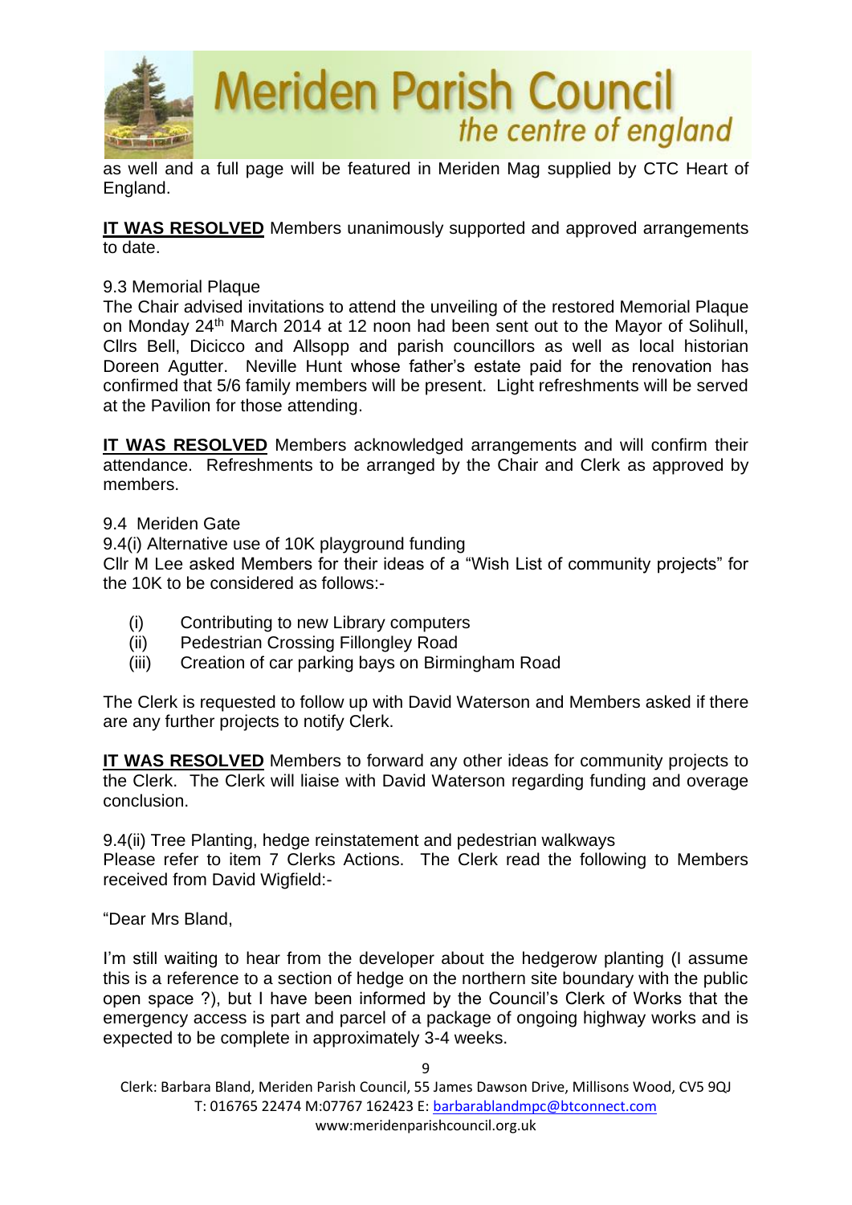as well and a full page will be featured in Meriden Mag supplied by CTC Heart of England.

**IT WAS RESOLVED** Members unanimously supported and approved arrangements to date.

9.3 Memorial Plaque

The Chair advised invitations to attend the unveiling of the restored Memorial Plaque on Monday 24th March 2014 at 12 noon had been sent out to the Mayor of Solihull, Cllrs Bell, Dicicco and Allsopp and parish councillors as well as local historian Doreen Agutter. Neville Hunt whose father's estate paid for the renovation has confirmed that 5/6 family members will be present. Light refreshments will be served at the Pavilion for those attending.

**IT WAS RESOLVED** Members acknowledged arrangements and will confirm their attendance. Refreshments to be arranged by the Chair and Clerk as approved by members.

9.4 Meriden Gate

9.4(i) Alternative use of 10K playground funding

Cllr M Lee asked Members for their ideas of a "Wish List of community projects" for the 10K to be considered as follows:-

(i) Contributing to new Library computers
(ii) Pedestrian Crossing Fillongley Road
(iii) Creation of car parking bays on Birmingham Road

The Clerk is requested to follow up with David Waterson and Members asked if there are any further projects to notify Clerk.

**IT WAS RESOLVED** Members to forward any other ideas for community projects to the Clerk. The Clerk will liaise with David Waterson regarding funding and overage conclusion.

9.4(ii) Tree Planting, hedge reinstatement and pedestrian walkways

Please refer to item 7 Clerks Actions. The Clerk read the following to Members received from David Wigfield:-

"Dear Mrs Bland,

I'm still waiting to hear from the developer about the hedgerow planting (I assume this is a reference to a section of hedge on the northern site boundary with the public open space ?), but I have been informed by the Council's Clerk of Works that the emergency access is part and parcel of a package of ongoing highway works and is expected to be complete in approximately 3-4 weeks.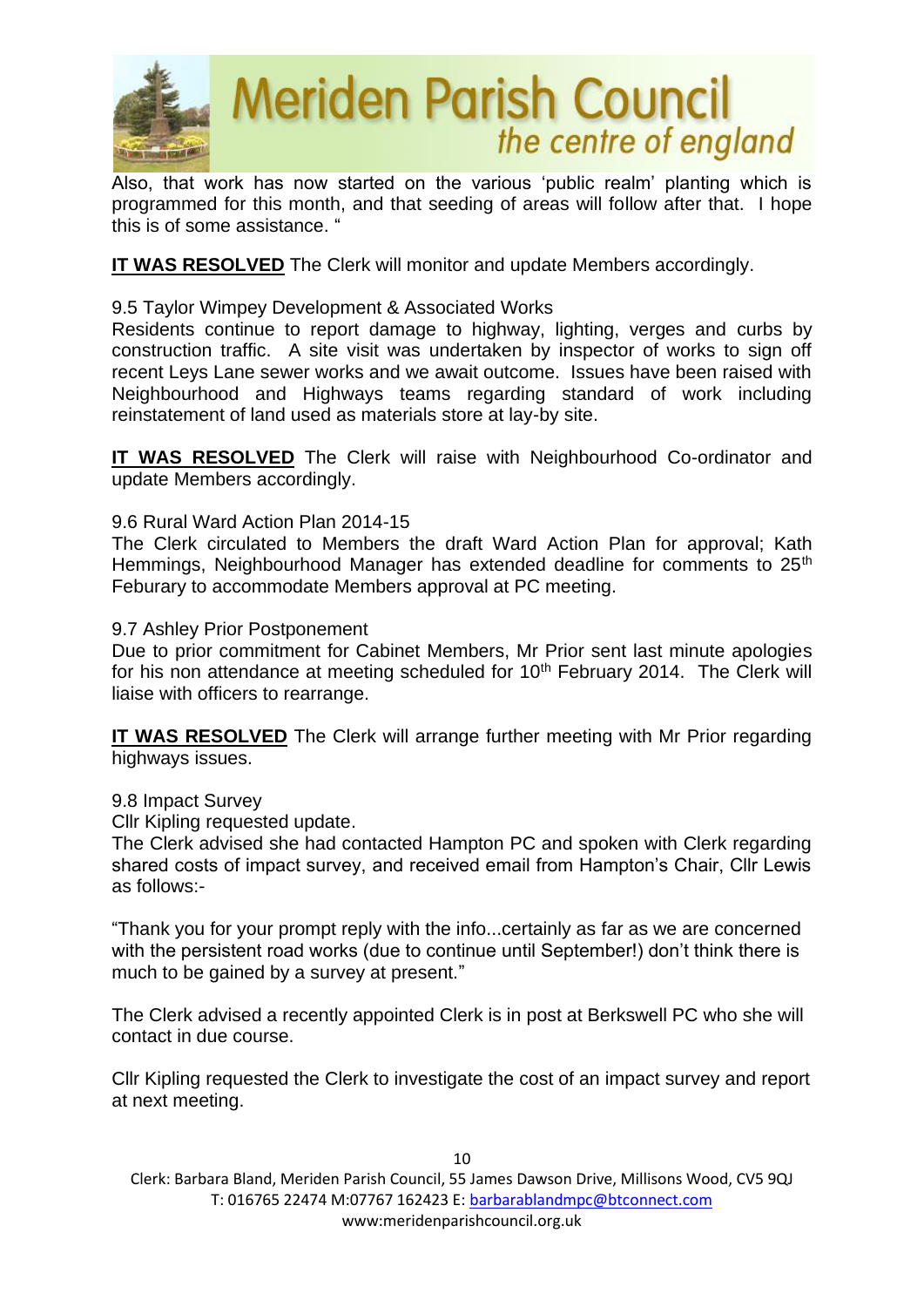Also, that work has now started on the various 'public realm' planting which is programmed for this month, and that seeding of areas will follow after that. I hope this is of some assistance. "

**IT WAS RESOLVED** The Clerk will monitor and update Members accordingly.

9.5 Taylor Wimpey Development & Associated Works

Residents continue to report damage to highway, lighting, verges and curbs by construction traffic. A site visit was undertaken by inspector of works to sign off recent Leys Lane sewer works and we await outcome. Issues have been raised with Neighbourhood and Highways teams regarding standard of work including reinstatement of land used as materials store at lay-by site.

**IT WAS RESOLVED** The Clerk will raise with Neighbourhood Co-ordinator and update Members accordingly.

9.6 Rural Ward Action Plan 2014-15

The Clerk circulated to Members the draft Ward Action Plan for approval; Kath Hemmings, Neighbourhood Manager has extended deadline for comments to 25th Feburary to accommodate Members approval at PC meeting.

9.7 Ashley Prior Postponement

Due to prior commitment for Cabinet Members, Mr Prior sent last minute apologies for his non attendance at meeting scheduled for 10th February 2014. The Clerk will liaise with officers to rearrange.

**IT WAS RESOLVED** The Clerk will arrange further meeting with Mr Prior regarding highways issues.

9.8 Impact Survey

Cllr Kipling requested update.

The Clerk advised she had contacted Hampton PC and spoken with Clerk regarding shared costs of impact survey, and received email from Hampton's Chair, Cllr Lewis as follows:-

"Thank you for your prompt reply with the info...certainly as far as we are concerned with the persistent road works (due to continue until September!) don't think there is much to be gained by a survey at present."

The Clerk advised a recently appointed Clerk is in post at Berkswell PC who she will contact in due course.

Cllr Kipling requested the Clerk to investigate the cost of an impact survey and report at next meeting.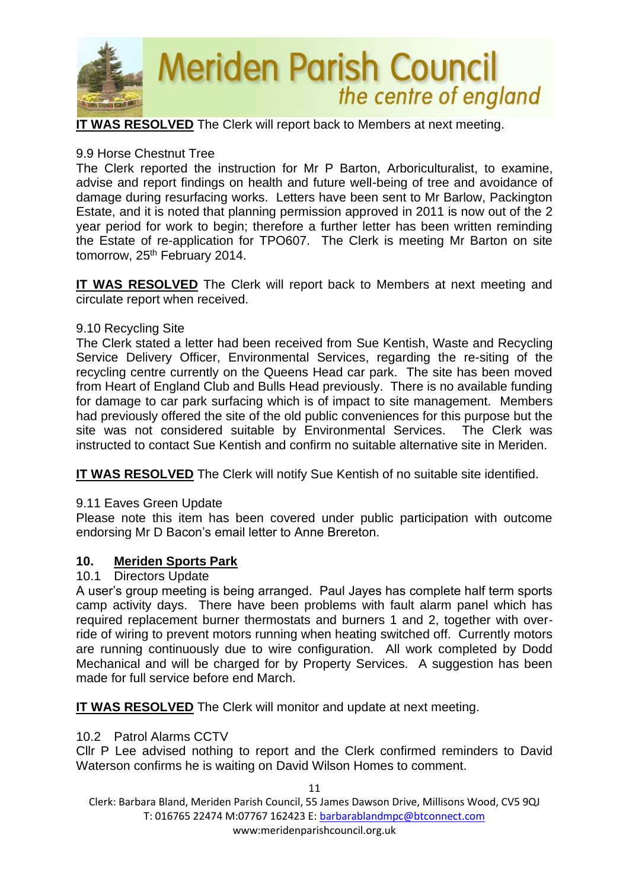**IT WAS RESOLVED** The Clerk will report back to Members at next meeting.

9.9 Horse Chestnut Tree

The Clerk reported the instruction for Mr P Barton, Arboriculturalist, to examine, advise and report findings on health and future well-being of tree and avoidance of damage during resurfacing works. Letters have been sent to Mr Barlow, Packington Estate, and it is noted that planning permission approved in 2011 is now out of the 2 year period for work to begin; therefore a further letter has been written reminding the Estate of re-application for TPO607. The Clerk is meeting Mr Barton on site tomorrow, 25th February 2014.

**IT WAS RESOLVED** The Clerk will report back to Members at next meeting and circulate report when received.

9.10 Recycling Site

The Clerk stated a letter had been received from Sue Kentish, Waste and Recycling Service Delivery Officer, Environmental Services, regarding the re-siting of the recycling centre currently on the Queens Head car park. The site has been moved from Heart of England Club and Bulls Head previously. There is no available funding for damage to car park surfacing which is of impact to site management. Members had previously offered the site of the old public conveniences for this purpose but the site was not considered suitable by Environmental Services. The Clerk was instructed to contact Sue Kentish and confirm no suitable alternative site in Meriden.

**IT WAS RESOLVED** The Clerk will notify Sue Kentish of no suitable site identified.

9.11 Eaves Green Update

Please note this item has been covered under public participation with outcome endorsing Mr D Bacon's email letter to Anne Brereton.

## 10. Meriden Sports Park

10.1 Directors Update

A user's group meeting is being arranged. Paul Jayes has complete half term sports camp activity days. There have been problems with fault alarm panel which has required replacement burner thermostats and burners 1 and 2, together with over-ride of wiring to prevent motors running when heating switched off. Currently motors are running continuously due to wire configuration. All work completed by Dodd Mechanical and will be charged for by Property Services. A suggestion has been made for full service before end March.

**IT WAS RESOLVED** The Clerk will monitor and update at next meeting.

10.2 Patrol Alarms CCTV

Cllr P Lee advised nothing to report and the Clerk confirmed reminders to David Waterson confirms he is waiting on David Wilson Homes to comment.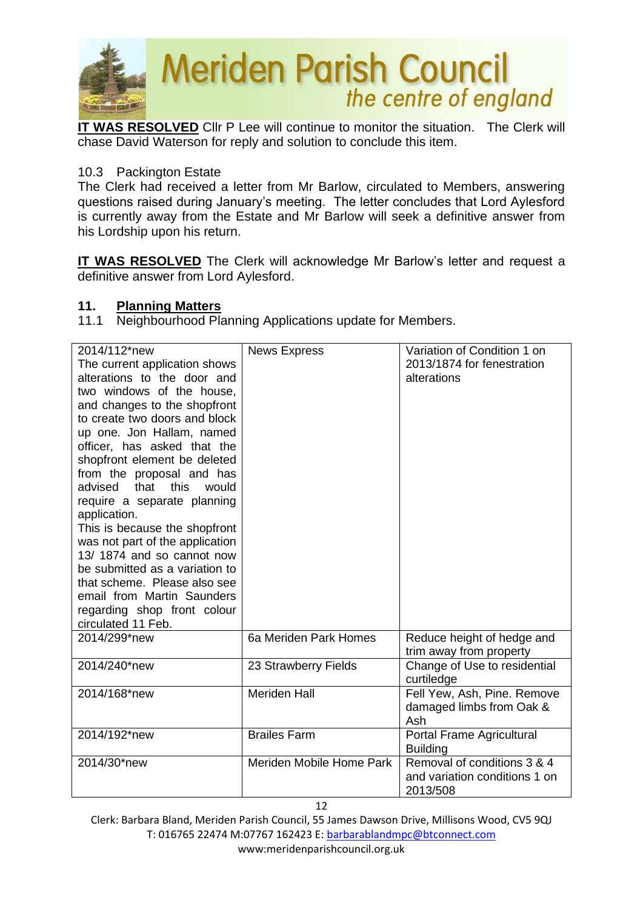**IT WAS RESOLVED** Cllr P Lee will continue to monitor the situation. The Clerk will chase David Waterson for reply and solution to conclude this item.

10.3 Packington Estate
The Clerk had received a letter from Mr Barlow, circulated to Members, answering questions raised during January's meeting. The letter concludes that Lord Aylesford is currently away from the Estate and Mr Barlow will seek a definitive answer from his Lordship upon his return.

**IT WAS RESOLVED** The Clerk will acknowledge Mr Barlow's letter and request a definitive answer from Lord Aylesford.

## 11. Planning Matters

11.1 Neighbourhood Planning Applications update for Members.

| | | |
|---|---|---|
| 2014/112*new<br>The current application shows alterations to the door and two windows of the house, and changes to the shopfront to create two doors and block up one. Jon Hallam, named officer, has asked that the shopfront element be deleted from the proposal and has advised that this would require a separate planning application.<br>This is because the shopfront was not part of the application 13/ 1874 and so cannot now be submitted as a variation to that scheme. Please also see email from Martin Saunders regarding shop front colour circulated 11 Feb. | News Express | Variation of Condition 1 on 2013/1874 for fenestration alterations |
| 2014/299*new | 6a Meriden Park Homes | Reduce height of hedge and trim away from property |
| 2014/240*new | 23 Strawberry Fields | Change of Use to residential curtiledge |
| 2014/168*new | Meriden Hall | Fell Yew, Ash, Pine. Remove damaged limbs from Oak & Ash |
| 2014/192*new | Brailes Farm | Portal Frame Agricultural Building |
| 2014/30*new | Meriden Mobile Home Park | Removal of conditions 3 & 4 and variation conditions 1 on 2013/508 |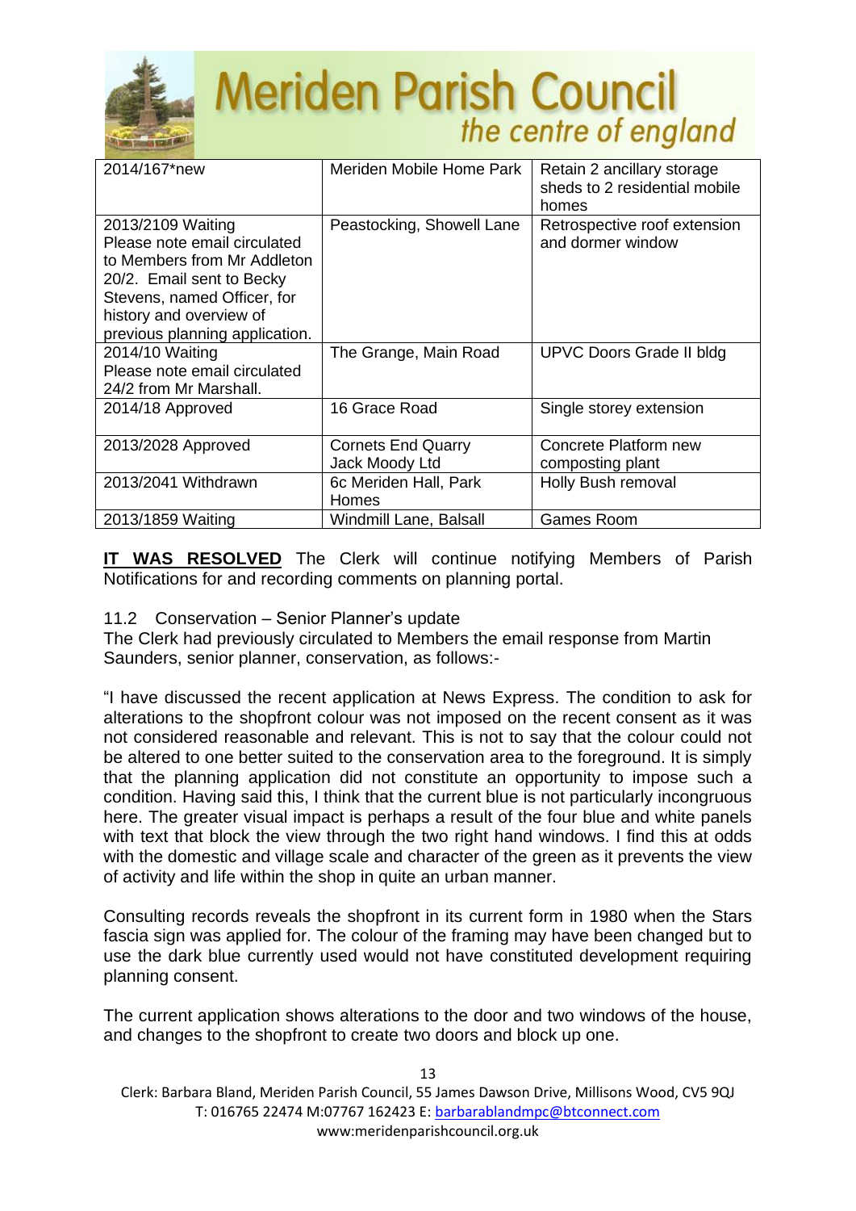| | | |
|---|---|---|
| 2014/167*new | Meriden Mobile Home Park | Retain 2 ancillary storage sheds to 2 residential mobile homes |
| 2013/2109 Waiting Please note email circulated to Members from Mr Addleton 20/2. Email sent to Becky Stevens, named Officer, for history and overview of previous planning application. | Peastocking, Showell Lane | Retrospective roof extension and dormer window |
| 2014/10 Waiting Please note email circulated 24/2 from Mr Marshall. | The Grange, Main Road | UPVC Doors Grade II bldg |
| 2014/18 Approved | 16 Grace Road | Single storey extension |
| 2013/2028 Approved | Cornets End Quarry Jack Moody Ltd | Concrete Platform new composting plant |
| 2013/2041 Withdrawn | 6c Meriden Hall, Park Homes | Holly Bush removal |
| 2013/1859 Waiting | Windmill Lane, Balsall | Games Room |

**IT WAS RESOLVED** The Clerk will continue notifying Members of Parish Notifications for and recording comments on planning portal.

11.2 Conservation – Senior Planner's update

The Clerk had previously circulated to Members the email response from Martin Saunders, senior planner, conservation, as follows:-

"I have discussed the recent application at News Express. The condition to ask for alterations to the shopfront colour was not imposed on the recent consent as it was not considered reasonable and relevant. This is not to say that the colour could not be altered to one better suited to the conservation area to the foreground. It is simply that the planning application did not constitute an opportunity to impose such a condition. Having said this, I think that the current blue is not particularly incongruous here. The greater visual impact is perhaps a result of the four blue and white panels with text that block the view through the two right hand windows. I find this at odds with the domestic and village scale and character of the green as it prevents the view of activity and life within the shop in quite an urban manner.

Consulting records reveals the shopfront in its current form in 1980 when the Stars fascia sign was applied for. The colour of the framing may have been changed but to use the dark blue currently used would not have constituted development requiring planning consent.

The current application shows alterations to the door and two windows of the house, and changes to the shopfront to create two doors and block up one.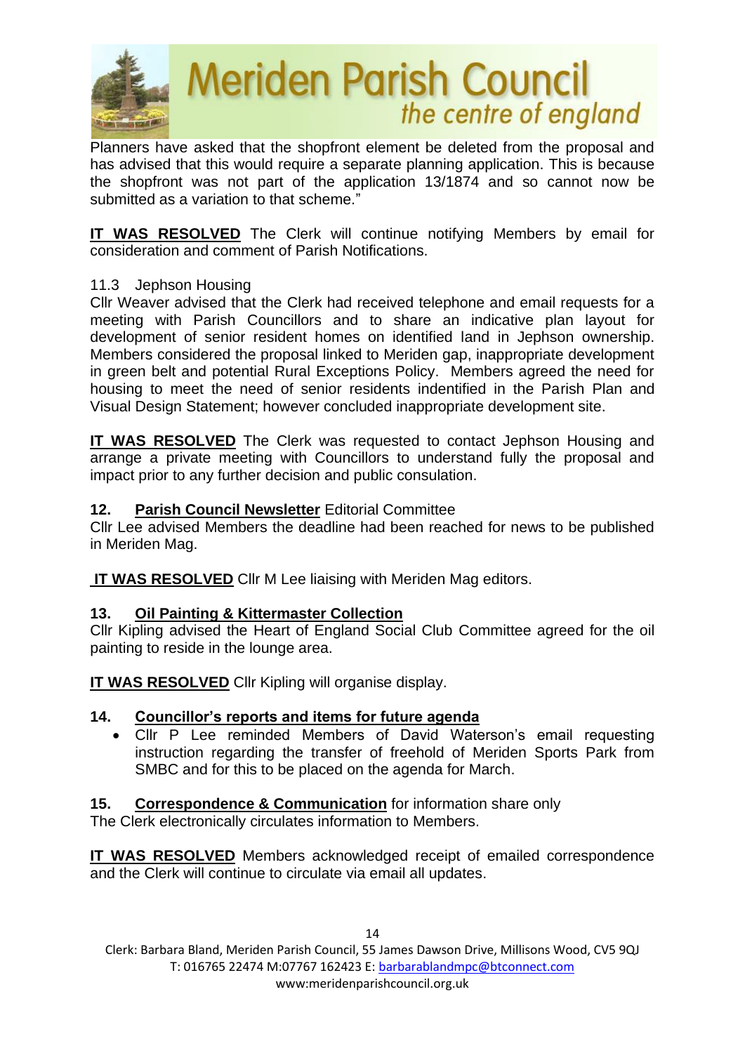Planners have asked that the shopfront element be deleted from the proposal and has advised that this would require a separate planning application. This is because the shopfront was not part of the application 13/1874 and so cannot now be submitted as a variation to that scheme."

**IT WAS RESOLVED** The Clerk will continue notifying Members by email for consideration and comment of Parish Notifications.

11.3 Jephson Housing

Cllr Weaver advised that the Clerk had received telephone and email requests for a meeting with Parish Councillors and to share an indicative plan layout for development of senior resident homes on identified land in Jephson ownership. Members considered the proposal linked to Meriden gap, inappropriate development in green belt and potential Rural Exceptions Policy. Members agreed the need for housing to meet the need of senior residents indentified in the Parish Plan and Visual Design Statement; however concluded inappropriate development site.

**IT WAS RESOLVED** The Clerk was requested to contact Jephson Housing and arrange a private meeting with Councillors to understand fully the proposal and impact prior to any further decision and public consulation.

**12. Parish Council Newsletter** Editorial Committee

Cllr Lee advised Members the deadline had been reached for news to be published in Meriden Mag.

**IT WAS RESOLVED** Cllr M Lee liaising with Meriden Mag editors.

**13. Oil Painting & Kittermaster Collection**

Cllr Kipling advised the Heart of England Social Club Committee agreed for the oil painting to reside in the lounge area.

**IT WAS RESOLVED** Cllr Kipling will organise display.

**14. Councillor's reports and items for future agenda**

- Cllr P Lee reminded Members of David Waterson's email requesting instruction regarding the transfer of freehold of Meriden Sports Park from SMBC and for this to be placed on the agenda for March.

**15. Correspondence & Communication** for information share only

The Clerk electronically circulates information to Members.

**IT WAS RESOLVED** Members acknowledged receipt of emailed correspondence and the Clerk will continue to circulate via email all updates.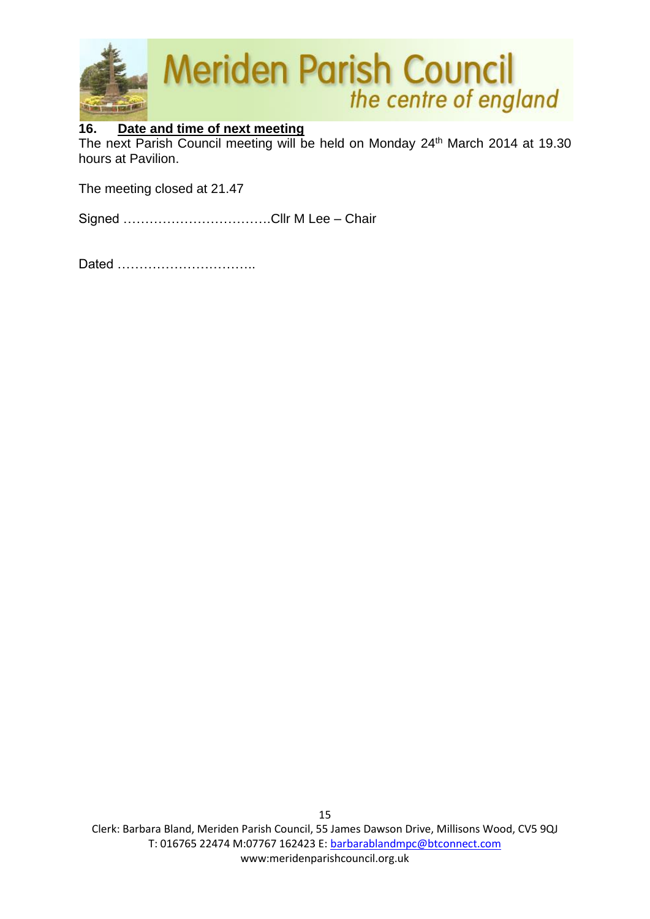## 16. Date and time of next meeting

The next Parish Council meeting will be held on Monday 24th March 2014 at 19.30 hours at Pavilion.

The meeting closed at 21.47

Signed …………………………….Cllr M Lee – Chair

Dated …………………………..